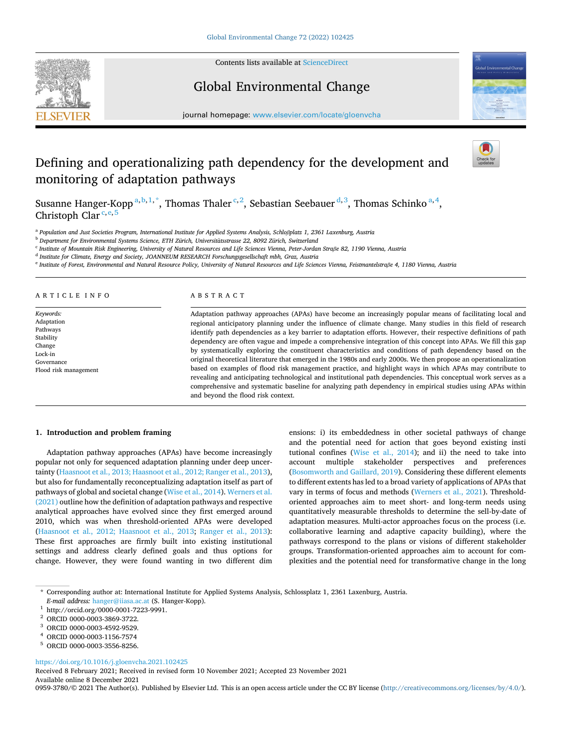# Defining and operationalizing path dependency for the development and monitoring of adaptation pathways

Susanne Hanger-Kopp [a,b,1,*], Thomas Thaler [c,2], Sebastian Seebauer [d,3], Thomas Schinko [a,4], Christoph Clar [c,e,5]

[a] Population and Just Societies Program, International Institute for Applied Systems Analysis, Schloßplatz 1, 2361 Laxenburg, Austria

[b] Department for Environmental Systems Science, ETH Zürich, Universitätsstrasse 22, 8092 Zürich, Switzerland

[c] Institute of Mountain Risk Engineering, University of Natural Resources and Life Sciences Vienna, Peter-Jordan Straße 82, 1190 Vienna, Austria

[d] Institute for Climate, Energy and Society, JOANNEUM RESEARCH Forschungsgesellschaft mbh, Graz, Austria

[e] Institute of Forest, Environmental and Natural Resource Policy, University of Natural Resources and Life Sciences Vienna, Feistmantelstraße 4, 1180 Vienna, Austria

## ARTICLE INFO

*Keywords:*
Adaptation
Pathways
Stability
Change
Lock-in
Governance
Flood risk management

## ABSTRACT

Adaptation pathway approaches (APAs) have become an increasingly popular means of facilitating local and regional anticipatory planning under the influence of climate change. Many studies in this field of research identify path dependencies as a key barrier to adaptation efforts. However, their respective definitions of path dependency are often vague and impede a comprehensive integration of this concept into APAs. We fill this gap by systematically exploring the constituent characteristics and conditions of path dependency based on the original theoretical literature that emerged in the 1980s and early 2000s. We then propose an operationalization based on examples of flood risk management practice, and highlight ways in which APAs may contribute to revealing and anticipating technological and institutional path dependencies. This conceptual work serves as a comprehensive and systematic baseline for analyzing path dependency in empirical studies using APAs within and beyond the flood risk context.

## 1. Introduction and problem framing

Adaptation pathway approaches (APAs) have become increasingly popular not only for sequenced adaptation planning under deep uncertainty (Haasnoot et al., 2013; Haasnoot et al., 2012; Ranger et al., 2013), but also for fundamentally reconceptualizing adaptation itself as part of pathways of global and societal change (Wise et al., 2014). Werners et al. (2021) outline how the definition of adaptation pathways and respective analytical approaches have evolved since they first emerged around 2010, which was when threshold-oriented APAs were developed (Haasnoot et al., 2012; Haasnoot et al., 2013; Ranger et al., 2013): These first approaches are firmly built into existing institutional settings and address clearly defined goals and thus options for change. However, they were found wanting in two different dimensions: i) its embeddedness in other societal pathways of change and the potential need for action that goes beyond existing institutional confines (Wise et al., 2014); and ii) the need to take into account multiple stakeholder perspectives and preferences (Bosomworth and Gaillard, 2019). Considering these different elements to different extents has led to a broad variety of applications of APAs that vary in terms of focus and methods (Werners et al., 2021). Threshold-oriented approaches aim to meet short- and long-term needs using quantitatively measurable thresholds to determine the sell-by-date of adaptation measures. Multi-actor approaches focus on the process (i.e. collaborative learning and adaptive capacity building), where the pathways correspond to the plans or visions of different stakeholder groups. Transformation-oriented approaches aim to account for complexities and the potential need for transformative change in the long

\* Corresponding author at: International Institute for Applied Systems Analysis, Schlossplatz 1, 2361 Laxenburg, Austria.
*E-mail address:* hanger@iiasa.ac.at (S. Hanger-Kopp).

[1] http://orcid.org/0000-0001-7223-9991.
[2] ORCID 0000-0003-3869-3722.
[3] ORCID 0000-0003-4592-9529.
[4] ORCID 0000-0003-1156-7574
[5] ORCID 0000-0003-3556-8256.

https://doi.org/10.1016/j.gloenvcha.2021.102425
Received 8 February 2021; Received in revised form 10 November 2021; Accepted 23 November 2021
Available online 8 December 2021
0959-3780/© 2021 The Author(s). Published by Elsevier Ltd. This is an open access article under the CC BY license (http://creativecommons.org/licenses/by/4.0/).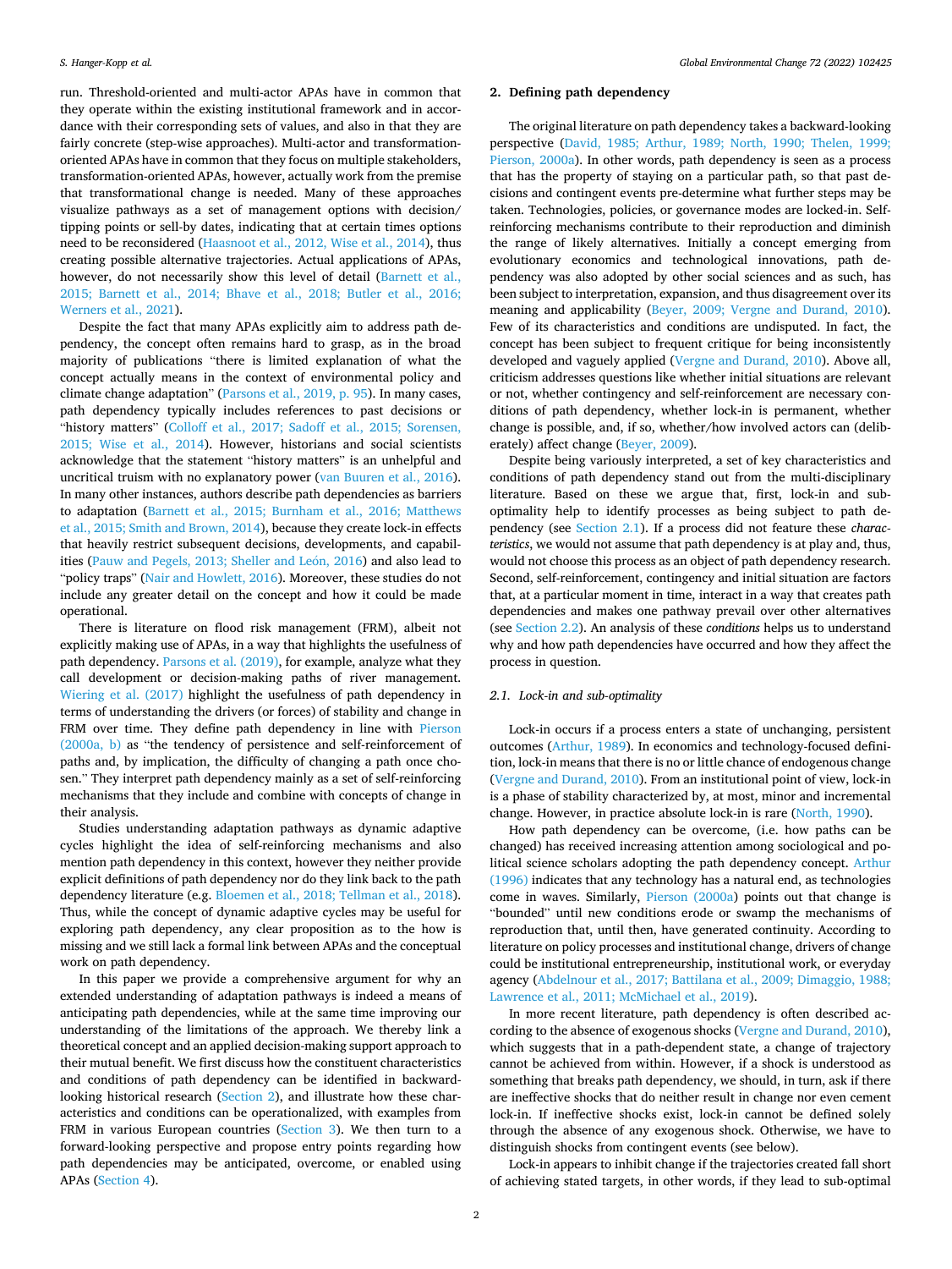run. Threshold-oriented and multi-actor APAs have in common that they operate within the existing institutional framework and in accordance with their corresponding sets of values, and also in that they are fairly concrete (step-wise approaches). Multi-actor and transformation-oriented APAs have in common that they focus on multiple stakeholders, transformation-oriented APAs, however, actually work from the premise that transformational change is needed. Many of these approaches visualize pathways as a set of management options with decision/ tipping points or sell-by dates, indicating that at certain times options need to be reconsidered (Haasnoot et al., 2012, Wise et al., 2014), thus creating possible alternative trajectories. Actual applications of APAs, however, do not necessarily show this level of detail (Barnett et al., 2015; Barnett et al., 2014; Bhave et al., 2018; Butler et al., 2016; Werners et al., 2021).

Despite the fact that many APAs explicitly aim to address path dependency, the concept often remains hard to grasp, as in the broad majority of publications "there is limited explanation of what the concept actually means in the context of environmental policy and climate change adaptation" (Parsons et al., 2019, p. 95). In many cases, path dependency typically includes references to past decisions or "history matters" (Colloff et al., 2017; Sadoff et al., 2015; Sorensen, 2015; Wise et al., 2014). However, historians and social scientists acknowledge that the statement "history matters" is an unhelpful and uncritical truism with no explanatory power (van Buuren et al., 2016). In many other instances, authors describe path dependencies as barriers to adaptation (Barnett et al., 2015; Burnham et al., 2016; Matthews et al., 2015; Smith and Brown, 2014), because they create lock-in effects that heavily restrict subsequent decisions, developments, and capabilities (Pauw and Pegels, 2013; Sheller and León, 2016) and also lead to "policy traps" (Nair and Howlett, 2016). Moreover, these studies do not include any greater detail on the concept and how it could be made operational.

There is literature on flood risk management (FRM), albeit not explicitly making use of APAs, in a way that highlights the usefulness of path dependency. Parsons et al. (2019), for example, analyze what they call development or decision-making paths of river management. Wiering et al. (2017) highlight the usefulness of path dependency in terms of understanding the drivers (or forces) of stability and change in FRM over time. They define path dependency in line with Pierson (2000a, b) as "the tendency of persistence and self-reinforcement of paths and, by implication, the difficulty of changing a path once chosen." They interpret path dependency mainly as a set of self-reinforcing mechanisms that they include and combine with concepts of change in their analysis.

Studies understanding adaptation pathways as dynamic adaptive cycles highlight the idea of self-reinforcing mechanisms and also mention path dependency in this context, however they neither provide explicit definitions of path dependency nor do they link back to the path dependency literature (e.g. Bloemen et al., 2018; Tellman et al., 2018). Thus, while the concept of dynamic adaptive cycles may be useful for exploring path dependency, any clear proposition as to the how is missing and we still lack a formal link between APAs and the conceptual work on path dependency.

In this paper we provide a comprehensive argument for why an extended understanding of adaptation pathways is indeed a means of anticipating path dependencies, while at the same time improving our understanding of the limitations of the approach. We thereby link a theoretical concept and an applied decision-making support approach to their mutual benefit. We first discuss how the constituent characteristics and conditions of path dependency can be identified in backward-looking historical research (Section 2), and illustrate how these characteristics and conditions can be operationalized, with examples from FRM in various European countries (Section 3). We then turn to a forward-looking perspective and propose entry points regarding how path dependencies may be anticipated, overcome, or enabled using APAs (Section 4).

## 2. Defining path dependency

The original literature on path dependency takes a backward-looking perspective (David, 1985; Arthur, 1989; North, 1990; Thelen, 1999; Pierson, 2000a). In other words, path dependency is seen as a process that has the property of staying on a particular path, so that past decisions and contingent events pre-determine what further steps may be taken. Technologies, policies, or governance modes are locked-in. Self-reinforcing mechanisms contribute to their reproduction and diminish the range of likely alternatives. Initially a concept emerging from evolutionary economics and technological innovations, path dependency was also adopted by other social sciences and as such, has been subject to interpretation, expansion, and thus disagreement over its meaning and applicability (Beyer, 2009; Vergne and Durand, 2010). Few of its characteristics and conditions are undisputed. In fact, the concept has been subject to frequent critique for being inconsistently developed and vaguely applied (Vergne and Durand, 2010). Above all, criticism addresses questions like whether initial situations are relevant or not, whether contingency and self-reinforcement are necessary conditions of path dependency, whether lock-in is permanent, whether change is possible, and, if so, whether/how involved actors can (deliberately) affect change (Beyer, 2009).

Despite being variously interpreted, a set of key characteristics and conditions of path dependency stand out from the multi-disciplinary literature. Based on these we argue that, first, lock-in and sub-optimality help to identify processes as being subject to path dependency (see Section 2.1). If a process did not feature these *characteristics*, we would not assume that path dependency is at play and, thus, would not choose this process as an object of path dependency research. Second, self-reinforcement, contingency and initial situation are factors that, at a particular moment in time, interact in a way that creates path dependencies and makes one pathway prevail over other alternatives (see Section 2.2). An analysis of these *conditions* helps us to understand why and how path dependencies have occurred and how they affect the process in question.

### 2.1. Lock-in and sub-optimality

Lock-in occurs if a process enters a state of unchanging, persistent outcomes (Arthur, 1989). In economics and technology-focused definitions, lock-in means that there is no or little chance of endogenous change (Vergne and Durand, 2010). From an institutional point of view, lock-in is a phase of stability characterized by, at most, minor and incremental change. However, in practice absolute lock-in is rare (North, 1990).

How path dependency can be overcome, (i.e. how paths can be changed) has received increasing attention among sociological and political science scholars adopting the path dependency concept. Arthur (1996) indicates that any technology has a natural end, as technologies come in waves. Similarly, Pierson (2000a) points out that change is "bounded" until new conditions erode or swamp the mechanisms of reproduction that, until then, have generated continuity. According to literature on policy processes and institutional change, drivers of change could be institutional entrepreneurship, institutional work, or everyday agency (Abdelnour et al., 2017; Battilana et al., 2009; Dimaggio, 1988; Lawrence et al., 2011; McMichael et al., 2019).

In more recent literature, path dependency is often described according to the absence of exogenous shocks (Vergne and Durand, 2010), which suggests that in a path-dependent state, a change of trajectory cannot be achieved from within. However, if a shock is understood as something that breaks path dependency, we should, in turn, ask if there are ineffective shocks that do neither result in change nor even cement lock-in. If ineffective shocks exist, lock-in cannot be defined solely through the absence of any exogenous shock. Otherwise, we have to distinguish shocks from contingent events (see below).

Lock-in appears to inhibit change if the trajectories created fall short of achieving stated targets, in other words, if they lead to sub-optimal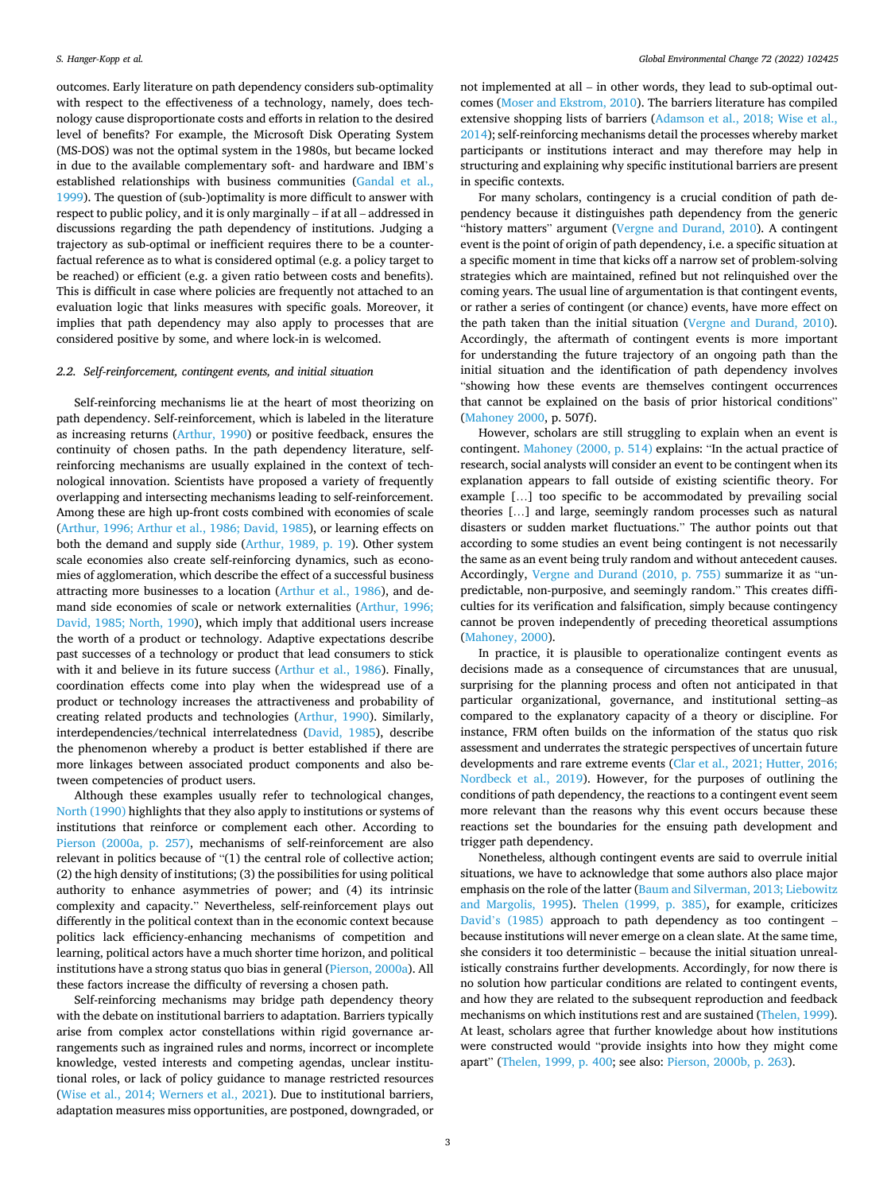outcomes. Early literature on path dependency considers sub-optimality with respect to the effectiveness of a technology, namely, does technology cause disproportionate costs and efforts in relation to the desired level of benefits? For example, the Microsoft Disk Operating System (MS-DOS) was not the optimal system in the 1980s, but became locked in due to the available complementary soft- and hardware and IBM's established relationships with business communities (Gandal et al., 1999). The question of (sub-)optimality is more difficult to answer with respect to public policy, and it is only marginally – if at all – addressed in discussions regarding the path dependency of institutions. Judging a trajectory as sub-optimal or inefficient requires there to be a counterfactual reference as to what is considered optimal (e.g. a policy target to be reached) or efficient (e.g. a given ratio between costs and benefits). This is difficult in case where policies are frequently not attached to an evaluation logic that links measures with specific goals. Moreover, it implies that path dependency may also apply to processes that are considered positive by some, and where lock-in is welcomed.

### 2.2. Self-reinforcement, contingent events, and initial situation

Self-reinforcing mechanisms lie at the heart of most theorizing on path dependency. Self-reinforcement, which is labeled in the literature as increasing returns (Arthur, 1990) or positive feedback, ensures the continuity of chosen paths. In the path dependency literature, self-reinforcing mechanisms are usually explained in the context of technological innovation. Scientists have proposed a variety of frequently overlapping and intersecting mechanisms leading to self-reinforcement. Among these are high up-front costs combined with economies of scale (Arthur, 1996; Arthur et al., 1986; David, 1985), or learning effects on both the demand and supply side (Arthur, 1989, p. 19). Other system scale economies also create self-reinforcing dynamics, such as economies of agglomeration, which describe the effect of a successful business attracting more businesses to a location (Arthur et al., 1986), and demand side economies of scale or network externalities (Arthur, 1996; David, 1985; North, 1990), which imply that additional users increase the worth of a product or technology. Adaptive expectations describe past successes of a technology or product that lead consumers to stick with it and believe in its future success (Arthur et al., 1986). Finally, coordination effects come into play when the widespread use of a product or technology increases the attractiveness and probability of creating related products and technologies (Arthur, 1990). Similarly, interdependencies/technical interrelatedness (David, 1985), describe the phenomenon whereby a product is better established if there are more linkages between associated product components and also between competencies of product users.

Although these examples usually refer to technological changes, North (1990) highlights that they also apply to institutions or systems of institutions that reinforce or complement each other. According to Pierson (2000a, p. 257), mechanisms of self-reinforcement are also relevant in politics because of "(1) the central role of collective action; (2) the high density of institutions; (3) the possibilities for using political authority to enhance asymmetries of power; and (4) its intrinsic complexity and capacity." Nevertheless, self-reinforcement plays out differently in the political context than in the economic context because politics lack efficiency-enhancing mechanisms of competition and learning, political actors have a much shorter time horizon, and political institutions have a strong status quo bias in general (Pierson, 2000a). All these factors increase the difficulty of reversing a chosen path.

Self-reinforcing mechanisms may bridge path dependency theory with the debate on institutional barriers to adaptation. Barriers typically arise from complex actor constellations within rigid governance arrangements such as ingrained rules and norms, incorrect or incomplete knowledge, vested interests and competing agendas, unclear institutional roles, or lack of policy guidance to manage restricted resources (Wise et al., 2014; Werners et al., 2021). Due to institutional barriers, adaptation measures miss opportunities, are postponed, downgraded, or not implemented at all – in other words, they lead to sub-optimal outcomes (Moser and Ekstrom, 2010). The barriers literature has compiled extensive shopping lists of barriers (Adamson et al., 2018; Wise et al., 2014); self-reinforcing mechanisms detail the processes whereby market participants or institutions interact and may therefore may help in structuring and explaining why specific institutional barriers are present in specific contexts.

For many scholars, contingency is a crucial condition of path dependency because it distinguishes path dependency from the generic "history matters" argument (Vergne and Durand, 2010). A contingent event is the point of origin of path dependency, i.e. a specific situation at a specific moment in time that kicks off a narrow set of problem-solving strategies which are maintained, refined but not relinquished over the coming years. The usual line of argumentation is that contingent events, or rather a series of contingent (or chance) events, have more effect on the path taken than the initial situation (Vergne and Durand, 2010). Accordingly, the aftermath of contingent events is more important for understanding the future trajectory of an ongoing path than the initial situation and the identification of path dependency involves "showing how these events are themselves contingent occurrences that cannot be explained on the basis of prior historical conditions" (Mahoney 2000, p. 507f).

However, scholars are still struggling to explain when an event is contingent. Mahoney (2000, p. 514) explains: "In the actual practice of research, social analysts will consider an event to be contingent when its explanation appears to fall outside of existing scientific theory. For example […] too specific to be accommodated by prevailing social theories […] and large, seemingly random processes such as natural disasters or sudden market fluctuations." The author points out that according to some studies an event being contingent is not necessarily the same as an event being truly random and without antecedent causes. Accordingly, Vergne and Durand (2010, p. 755) summarize it as "unpredictable, non-purposive, and seemingly random." This creates difficulties for its verification and falsification, simply because contingency cannot be proven independently of preceding theoretical assumptions (Mahoney, 2000).

In practice, it is plausible to operationalize contingent events as decisions made as a consequence of circumstances that are unusual, surprising for the planning process and often not anticipated in that particular organizational, governance, and institutional setting–as compared to the explanatory capacity of a theory or discipline. For instance, FRM often builds on the information of the status quo risk assessment and underrates the strategic perspectives of uncertain future developments and rare extreme events (Clar et al., 2021; Hutter, 2016; Nordbeck et al., 2019). However, for the purposes of outlining the conditions of path dependency, the reactions to a contingent event seem more relevant than the reasons why this event occurs because these reactions set the boundaries for the ensuing path development and trigger path dependency.

Nonetheless, although contingent events are said to overrule initial situations, we have to acknowledge that some authors also place major emphasis on the role of the latter (Baum and Silverman, 2013; Liebowitz and Margolis, 1995). Thelen (1999, p. 385), for example, criticizes David's (1985) approach to path dependency as too contingent – because institutions will never emerge on a clean slate. At the same time, she considers it too deterministic – because the initial situation unrealistically constrains further developments. Accordingly, for now there is no solution how particular conditions are related to contingent events, and how they are related to the subsequent reproduction and feedback mechanisms on which institutions rest and are sustained (Thelen, 1999). At least, scholars agree that further knowledge about how institutions were constructed would "provide insights into how they might come apart" (Thelen, 1999, p. 400; see also: Pierson, 2000b, p. 263).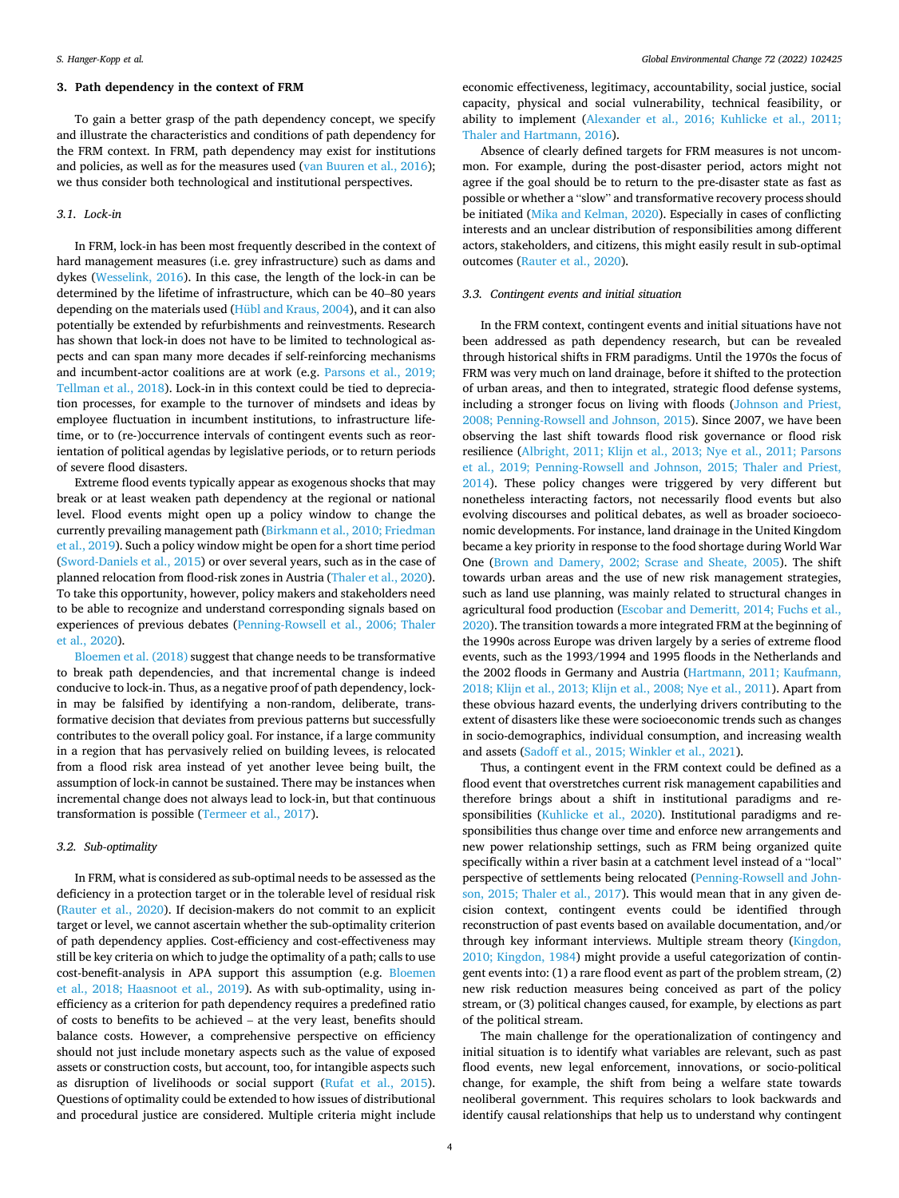## 3. Path dependency in the context of FRM

To gain a better grasp of the path dependency concept, we specify and illustrate the characteristics and conditions of path dependency for the FRM context. In FRM, path dependency may exist for institutions and policies, as well as for the measures used (van Buuren et al., 2016); we thus consider both technological and institutional perspectives.

### 3.1. Lock-in

In FRM, lock-in has been most frequently described in the context of hard management measures (i.e. grey infrastructure) such as dams and dykes (Wesselink, 2016). In this case, the length of the lock-in can be determined by the lifetime of infrastructure, which can be 40–80 years depending on the materials used (Hübl and Kraus, 2004), and it can also potentially be extended by refurbishments and reinvestments. Research has shown that lock-in does not have to be limited to technological aspects and can span many more decades if self-reinforcing mechanisms and incumbent-actor coalitions are at work (e.g. Parsons et al., 2019; Tellman et al., 2018). Lock-in in this context could be tied to depreciation processes, for example to the turnover of mindsets and ideas by employee fluctuation in incumbent institutions, to infrastructure lifetime, or to (re-)occurrence intervals of contingent events such as reorientation of political agendas by legislative periods, or to return periods of severe flood disasters.

Extreme flood events typically appear as exogenous shocks that may break or at least weaken path dependency at the regional or national level. Flood events might open up a policy window to change the currently prevailing management path (Birkmann et al., 2010; Friedman et al., 2019). Such a policy window might be open for a short time period (Sword-Daniels et al., 2015) or over several years, such as in the case of planned relocation from flood-risk zones in Austria (Thaler et al., 2020). To take this opportunity, however, policy makers and stakeholders need to be able to recognize and understand corresponding signals based on experiences of previous debates (Penning-Rowsell et al., 2006; Thaler et al., 2020).

Bloemen et al. (2018) suggest that change needs to be transformative to break path dependencies, and that incremental change is indeed conducive to lock-in. Thus, as a negative proof of path dependency, lock-in may be falsified by identifying a non-random, deliberate, transformative decision that deviates from previous patterns but successfully contributes to the overall policy goal. For instance, if a large community in a region that has pervasively relied on building levees, is relocated from a flood risk area instead of yet another levee being built, the assumption of lock-in cannot be sustained. There may be instances when incremental change does not always lead to lock-in, but that continuous transformation is possible (Termeer et al., 2017).

### 3.2. Sub-optimality

In FRM, what is considered as sub-optimal needs to be assessed as the deficiency in a protection target or in the tolerable level of residual risk (Rauter et al., 2020). If decision-makers do not commit to an explicit target or level, we cannot ascertain whether the sub-optimality criterion of path dependency applies. Cost-efficiency and cost-effectiveness may still be key criteria on which to judge the optimality of a path; calls to use cost-benefit-analysis in APA support this assumption (e.g. Bloemen et al., 2018; Haasnoot et al., 2019). As with sub-optimality, using inefficiency as a criterion for path dependency requires a predefined ratio of costs to benefits to be achieved – at the very least, benefits should balance costs. However, a comprehensive perspective on efficiency should not just include monetary aspects such as the value of exposed assets or construction costs, but account, too, for intangible aspects such as disruption of livelihoods or social support (Rufat et al., 2015). Questions of optimality could be extended to how issues of distributional and procedural justice are considered. Multiple criteria might include economic effectiveness, legitimacy, accountability, social justice, social capacity, physical and social vulnerability, technical feasibility, or ability to implement (Alexander et al., 2016; Kuhlicke et al., 2011; Thaler and Hartmann, 2016).

Absence of clearly defined targets for FRM measures is not uncommon. For example, during the post-disaster period, actors might not agree if the goal should be to return to the pre-disaster state as fast as possible or whether a "slow" and transformative recovery process should be initiated (Mika and Kelman, 2020). Especially in cases of conflicting interests and an unclear distribution of responsibilities among different actors, stakeholders, and citizens, this might easily result in sub-optimal outcomes (Rauter et al., 2020).

### 3.3. Contingent events and initial situation

In the FRM context, contingent events and initial situations have not been addressed as path dependency research, but can be revealed through historical shifts in FRM paradigms. Until the 1970s the focus of FRM was very much on land drainage, before it shifted to the protection of urban areas, and then to integrated, strategic flood defense systems, including a stronger focus on living with floods (Johnson and Priest, 2008; Penning-Rowsell and Johnson, 2015). Since 2007, we have been observing the last shift towards flood risk governance or flood risk resilience (Albright, 2011; Klijn et al., 2013; Nye et al., 2011; Parsons et al., 2019; Penning-Rowsell and Johnson, 2015; Thaler and Priest, 2014). These policy changes were triggered by very different but nonetheless interacting factors, not necessarily flood events but also evolving discourses and political debates, as well as broader socioeconomic developments. For instance, land drainage in the United Kingdom became a key priority in response to the food shortage during World War One (Brown and Damery, 2002; Scrase and Sheate, 2005). The shift towards urban areas and the use of new risk management strategies, such as land use planning, was mainly related to structural changes in agricultural food production (Escobar and Demeritt, 2014; Fuchs et al., 2020). The transition towards a more integrated FRM at the beginning of the 1990s across Europe was driven largely by a series of extreme flood events, such as the 1993/1994 and 1995 floods in the Netherlands and the 2002 floods in Germany and Austria (Hartmann, 2011; Kaufmann, 2018; Klijn et al., 2013; Klijn et al., 2008; Nye et al., 2011). Apart from these obvious hazard events, the underlying drivers contributing to the extent of disasters like these were socioeconomic trends such as changes in socio-demographics, individual consumption, and increasing wealth and assets (Sadoff et al., 2015; Winkler et al., 2021).

Thus, a contingent event in the FRM context could be defined as a flood event that overstretches current risk management capabilities and therefore brings about a shift in institutional paradigms and responsibilities (Kuhlicke et al., 2020). Institutional paradigms and responsibilities thus change over time and enforce new arrangements and new power relationship settings, such as FRM being organized quite specifically within a river basin at a catchment level instead of a "local" perspective of settlements being relocated (Penning-Rowsell and Johnson, 2015; Thaler et al., 2017). This would mean that in any given decision context, contingent events could be identified through reconstruction of past events based on available documentation, and/or through key informant interviews. Multiple stream theory (Kingdon, 2010; Kingdon, 1984) might provide a useful categorization of contingent events into: (1) a rare flood event as part of the problem stream, (2) new risk reduction measures being conceived as part of the policy stream, or (3) political changes caused, for example, by elections as part of the political stream.

The main challenge for the operationalization of contingency and initial situation is to identify what variables are relevant, such as past flood events, new legal enforcement, innovations, or socio-political change, for example, the shift from being a welfare state towards neoliberal government. This requires scholars to look backwards and identify causal relationships that help us to understand why contingent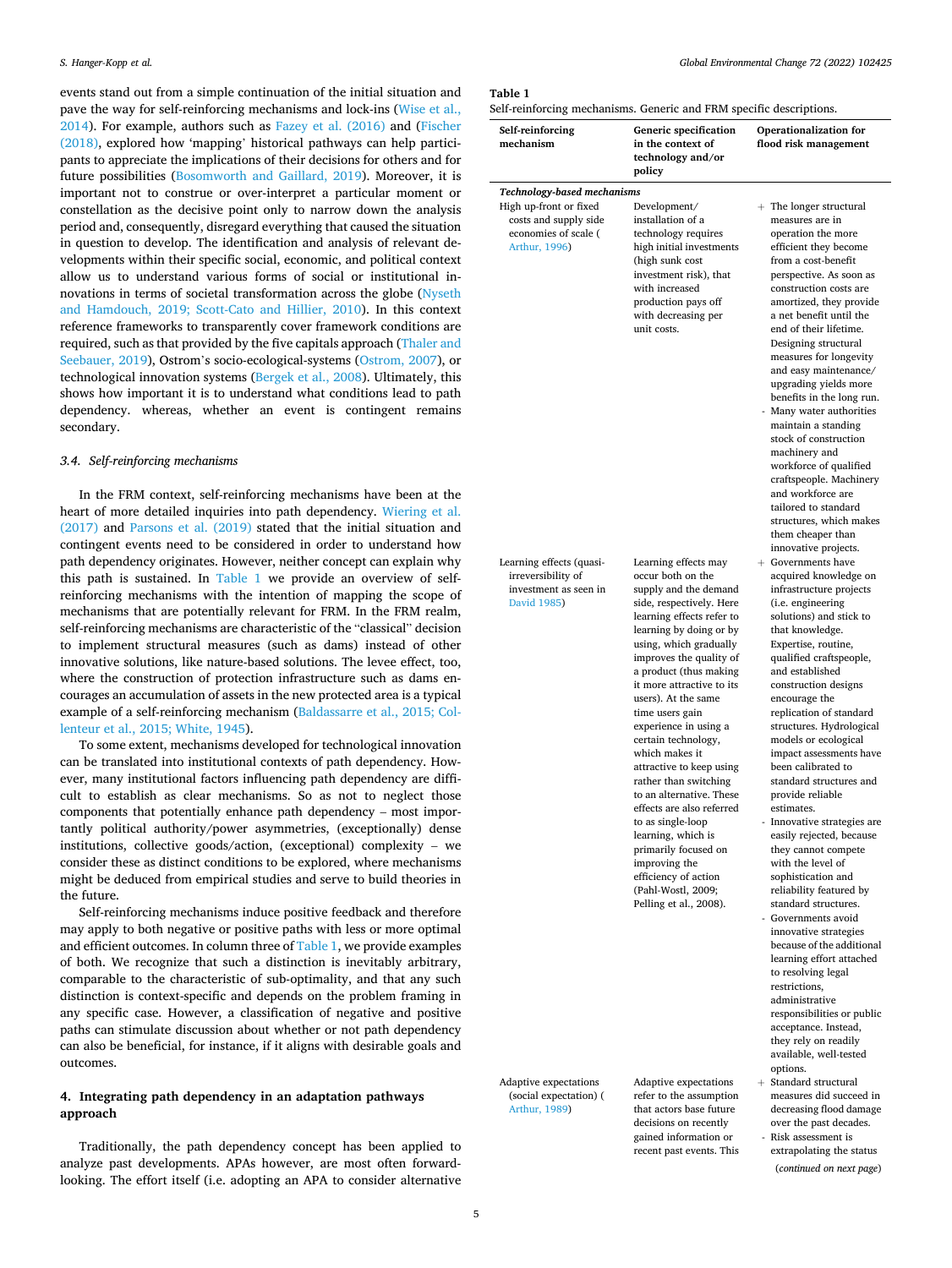events stand out from a simple continuation of the initial situation and pave the way for self-reinforcing mechanisms and lock-ins (Wise et al., 2014). For example, authors such as Fazey et al. (2016) and (Fischer (2018), explored how 'mapping' historical pathways can help participants to appreciate the implications of their decisions for others and for future possibilities (Bosomworth and Gaillard, 2019). Moreover, it is important not to construe or over-interpret a particular moment or constellation as the decisive point only to narrow down the analysis period and, consequently, disregard everything that caused the situation in question to develop. The identification and analysis of relevant developments within their specific social, economic, and political context allow us to understand various forms of social or institutional innovations in terms of societal transformation across the globe (Nyseth and Hamdouch, 2019; Scott-Cato and Hillier, 2010). In this context reference frameworks to transparently cover framework conditions are required, such as that provided by the five capitals approach (Thaler and Seebauer, 2019), Ostrom's socio-ecological-systems (Ostrom, 2007), or technological innovation systems (Bergek et al., 2008). Ultimately, this shows how important it is to understand what conditions lead to path dependency. whereas, whether an event is contingent remains secondary.

### 3.4. Self-reinforcing mechanisms

In the FRM context, self-reinforcing mechanisms have been at the heart of more detailed inquiries into path dependency. Wiering et al. (2017) and Parsons et al. (2019) stated that the initial situation and contingent events need to be considered in order to understand how path dependency originates. However, neither concept can explain why this path is sustained. In Table 1 we provide an overview of self-reinforcing mechanisms with the intention of mapping the scope of mechanisms that are potentially relevant for FRM. In the FRM realm, self-reinforcing mechanisms are characteristic of the "classical" decision to implement structural measures (such as dams) instead of other innovative solutions, like nature-based solutions. The levee effect, too, where the construction of protection infrastructure such as dams encourages an accumulation of assets in the new protected area is a typical example of a self-reinforcing mechanism (Baldassarre et al., 2015; Collenteur et al., 2015; White, 1945).

To some extent, mechanisms developed for technological innovation can be translated into institutional contexts of path dependency. However, many institutional factors influencing path dependency are difficult to establish as clear mechanisms. So as not to neglect those components that potentially enhance path dependency – most importantly political authority/power asymmetries, (exceptionally) dense institutions, collective goods/action, (exceptional) complexity – we consider these as distinct conditions to be explored, where mechanisms might be deduced from empirical studies and serve to build theories in the future.

Self-reinforcing mechanisms induce positive feedback and therefore may apply to both negative or positive paths with less or more optimal and efficient outcomes. In column three of Table 1, we provide examples of both. We recognize that such a distinction is inevitably arbitrary, comparable to the characteristic of sub-optimality, and that any such distinction is context-specific and depends on the problem framing in any specific case. However, a classification of negative and positive paths can stimulate discussion about whether or not path dependency can also be beneficial, for instance, if it aligns with desirable goals and outcomes.

## 4. Integrating path dependency in an adaptation pathways approach

Traditionally, the path dependency concept has been applied to analyze past developments. APAs however, are most often forward-looking. The effort itself (i.e. adopting an APA to consider alternative

**Table 1**
Self-reinforcing mechanisms. Generic and FRM specific descriptions.

| Self-reinforcing mechanism | Generic specification in the context of technology and/or policy | Operationalization for flood risk management |
|---|---|---|
| ***Technology-based mechanisms*** | | |
| High up-front or fixed costs and supply side economies of scale (Arthur, 1996) | Development/ installation of a technology requires high initial investments (high sunk cost investment risk), that with increased production pays off with decreasing per unit costs. | + The longer structural measures are in operation the more efficient they become from a cost-benefit perspective. As soon as construction costs are amortized, they provide a net benefit until the end of their lifetime. Designing structural measures for longevity and easy maintenance/ upgrading yields more benefits in the long run.<br>- Many water authorities maintain a standing stock of construction machinery and workforce of qualified craftspeople. Machinery and workforce are tailored to standard structures, which makes them cheaper than innovative projects. |
| Learning effects (quasi-irreversibility of investment as seen in David 1985) | Learning effects may occur both on the supply and the demand side, respectively. Here learning effects refer to learning by doing or by using, which gradually improves the quality of a product (thus making it more attractive to its users). At the same time users gain experience in using a certain technology, which makes it attractive to keep using rather than switching to an alternative. These effects are also referred to as single-loop learning, which is primarily focused on improving the efficiency of action (Pahl-Wostl, 2009; Pelling et al., 2008). | + Governments have acquired knowledge on infrastructure projects (i.e. engineering solutions) and stick to that knowledge. Expertise, routine, qualified craftspeople, and established construction designs encourage the replication of standard structures. Hydrological models or ecological impact assessments have been calibrated to standard structures and provide reliable estimates.<br>- Innovative strategies are easily rejected, because they cannot compete with the level of sophistication and reliability featured by standard structures.<br>- Governments avoid innovative strategies because of the additional learning effort attached to resolving legal restrictions, administrative responsibilities or public acceptance. Instead, they rely on readily available, well-tested options. |
| Adaptive expectations (social expectation) (Arthur, 1989) | Adaptive expectations refer to the assumption that actors base future decisions on recently gained information or recent past events. This | + Standard structural measures did succeed in decreasing flood damage over the past decades.<br>- Risk assessment is extrapolating the status |

(*continued on next page*)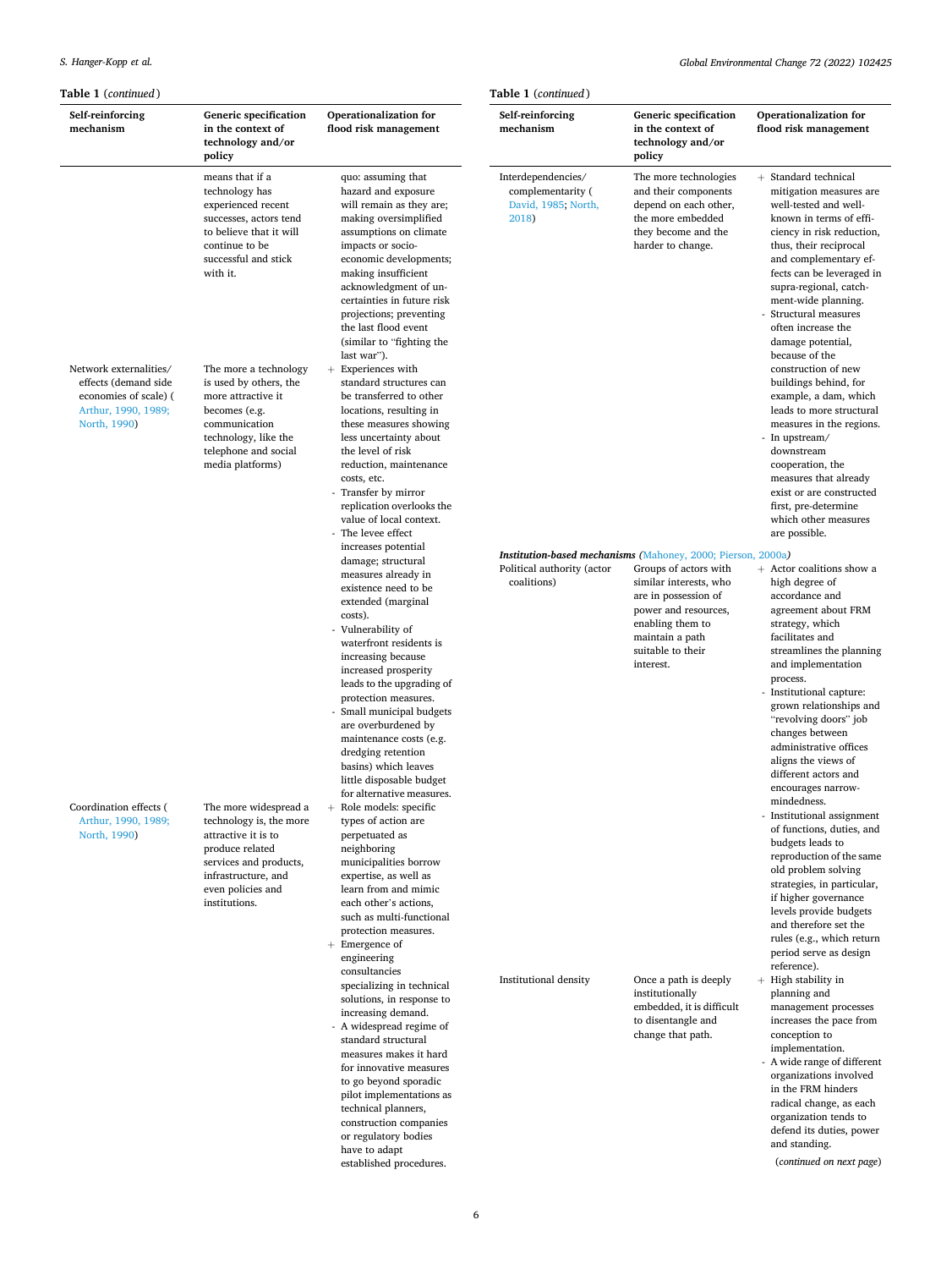Table 1 (*continued*)

| Self-reinforcing mechanism | Generic specification in the context of technology and/or policy | Operationalization for flood risk management |
|---|---|---|
| | means that if a technology has experienced recent successes, actors tend to believe that it will continue to be successful and stick with it. | quo: assuming that hazard and exposure will remain as they are; making oversimplified assumptions on climate impacts or socio-economic developments; making insufficient acknowledgment of uncertainties in future risk projections; preventing the last flood event (similar to "fighting the last war"). |
| Network externalities/ effects (demand side economies of scale) (Arthur, 1990, 1989; North, 1990) | The more a technology is used by others, the more attractive it becomes (e.g. communication technology, like the telephone and social media platforms) | + Experiences with standard structures can be transferred to other locations, resulting in these measures showing less uncertainty about the level of risk reduction, maintenance costs, etc.<br>- Transfer by mirror replication overlooks the value of local context.<br>- The levee effect increases potential damage; structural measures already in existence need to be extended (marginal costs).<br>- Vulnerability of waterfront residents is increasing because increased prosperity leads to the upgrading of protection measures.<br>- Small municipal budgets are overburdened by maintenance costs (e.g. dredging retention basins) which leaves little disposable budget for alternative measures. |
| Coordination effects (Arthur, 1990, 1989; North, 1990) | The more widespread a technology is, the more attractive it is to produce related services and products, infrastructure, and even policies and institutions. | + Role models: specific types of action are perpetuated as neighboring municipalities borrow expertise, as well as learn from and mimic each other's actions, such as multi-functional protection measures.<br>+ Emergence of engineering consultancies specializing in technical solutions, in response to increasing demand.<br>- A widespread regime of standard structural measures makes it hard for innovative measures to go beyond sporadic pilot implementations as technical planners, construction companies or regulatory bodies have to adapt established procedures. |
| Interdependencies/ complementarity (David, 1985; North, 2018) | The more technologies and their components depend on each other, the more embedded they become and the harder to change. | + Standard technical mitigation measures are well-tested and well-known in terms of efficiency in risk reduction, thus, their reciprocal and complementary effects can be leveraged in supra-regional, catchment-wide planning.<br>- Structural measures often increase the damage potential, because of the construction of new buildings behind, for example, a dam, which leads to more structural measures in the regions.<br>- In upstream/ downstream cooperation, the measures that already exist or are constructed first, pre-determine which other measures are possible. |
| ***Institution-based mechanisms*** (Mahoney, 2000; Pierson, 2000a) | | |
| Political authority (actor coalitions) | Groups of actors with similar interests, who are in possession of power and resources, enabling them to maintain a path suitable to their interest. | + Actor coalitions show a high degree of accordance and agreement about FRM strategy, which facilitates and streamlines the planning and implementation process.<br>- Institutional capture: grown relationships and "revolving doors" job changes between administrative offices aligns the views of different actors and encourages narrow-mindedness.<br>- Institutional assignment of functions, duties, and budgets leads to reproduction of the same old problem solving strategies, in particular, if higher governance levels provide budgets and therefore set the rules (e.g., which return period serve as design reference). |
| Institutional density | Once a path is deeply institutionally embedded, it is difficult to disentangle and change that path. | + High stability in planning and management processes increases the pace from conception to implementation.<br>- A wide range of different organizations involved in the FRM hinders radical change, as each organization tends to defend its duties, power and standing. |

(*continued on next page*)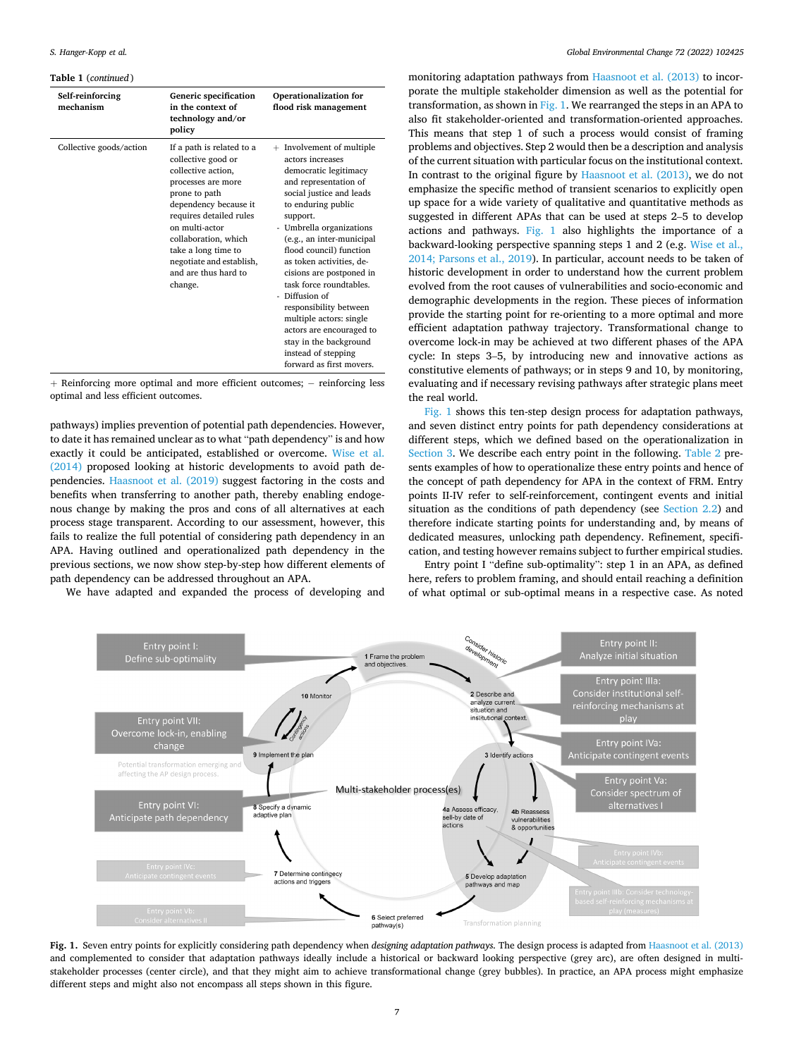**Table 1** (*continued*)

| Self-reinforcing mechanism | Generic specification in the context of technology and/or policy | Operationalization for flood risk management |
|---|---|---|
| Collective goods/action | If a path is related to a collective good or collective action, processes are more prone to path dependency because it requires detailed rules on multi-actor collaboration, which take a long time to negotiate and establish, and are thus hard to change. | + Involvement of multiple actors increases democratic legitimacy and representation of social justice and leads to enduring public support.<br>- Umbrella organizations (e.g., an inter-municipal flood council) function as token activities, decisions are postponed in task force roundtables.<br>- Diffusion of responsibility between multiple actors: single actors are encouraged to stay in the background instead of stepping forward as first movers. |

+ Reinforcing more optimal and more efficient outcomes; − reinforcing less optimal and less efficient outcomes.

pathways) implies prevention of potential path dependencies. However, to date it has remained unclear as to what "path dependency" is and how exactly it could be anticipated, established or overcome. Wise et al. (2014) proposed looking at historic developments to avoid path dependencies. Haasnoot et al. (2019) suggest factoring in the costs and benefits when transferring to another path, thereby enabling endogenous change by making the pros and cons of all alternatives at each process stage transparent. According to our assessment, however, this fails to realize the full potential of considering path dependency in an APA. Having outlined and operationalized path dependency in the previous sections, we now show step-by-step how different elements of path dependency can be addressed throughout an APA.

We have adapted and expanded the process of developing and monitoring adaptation pathways from Haasnoot et al. (2013) to incorporate the multiple stakeholder dimension as well as the potential for transformation, as shown in Fig. 1. We rearranged the steps in an APA to also fit stakeholder-oriented and transformation-oriented approaches. This means that step 1 of such a process would consist of framing problems and objectives. Step 2 would then be a description and analysis of the current situation with particular focus on the institutional context. In contrast to the original figure by Haasnoot et al. (2013), we do not emphasize the specific method of transient scenarios to explicitly open up space for a wide variety of qualitative and quantitative methods as suggested in different APAs that can be used at steps 2–5 to develop actions and pathways. Fig. 1 also highlights the importance of a backward-looking perspective spanning steps 1 and 2 (e.g. Wise et al., 2014; Parsons et al., 2019). In particular, account needs to be taken of historic development in order to understand how the current problem evolved from the root causes of vulnerabilities and socio-economic and demographic developments in the region. These pieces of information provide the starting point for re-orienting to a more optimal and more efficient adaptation pathway trajectory. Transformational change to overcome lock-in may be achieved at two different phases of the APA cycle: In steps 3–5, by introducing new and innovative actions as constitutive elements of pathways; or in steps 9 and 10, by monitoring, evaluating and if necessary revising pathways after strategic plans meet the real world.

Fig. 1 shows this ten-step design process for adaptation pathways, and seven distinct entry points for path dependency considerations at different steps, which we defined based on the operationalization in Section 3. We describe each entry point in the following. Table 2 presents examples of how to operationalize these entry points and hence of the concept of path dependency for APA in the context of FRM. Entry points II-IV refer to self-reinforcement, contingent events and initial situation as the conditions of path dependency (see Section 2.2) and therefore indicate starting points for understanding and, by means of dedicated measures, unlocking path dependency. Refinement, specification, and testing however remains subject to further empirical studies.

Entry point I "define sub-optimality": step 1 in an APA, as defined here, refers to problem framing, and should entail reaching a definition of what optimal or sub-optimal means in a respective case. As noted

**Fig. 1.** Seven entry points for explicitly considering path dependency when *designing adaptation pathways.* The design process is adapted from Haasnoot et al. (2013) and complemented to consider that adaptation pathways ideally include a historical or backward looking perspective (grey arc), are often designed in multi-stakeholder processes (center circle), and that they might aim to achieve transformational change (grey bubbles). In practice, an APA process might emphasize different steps and might also not encompass all steps shown in this figure.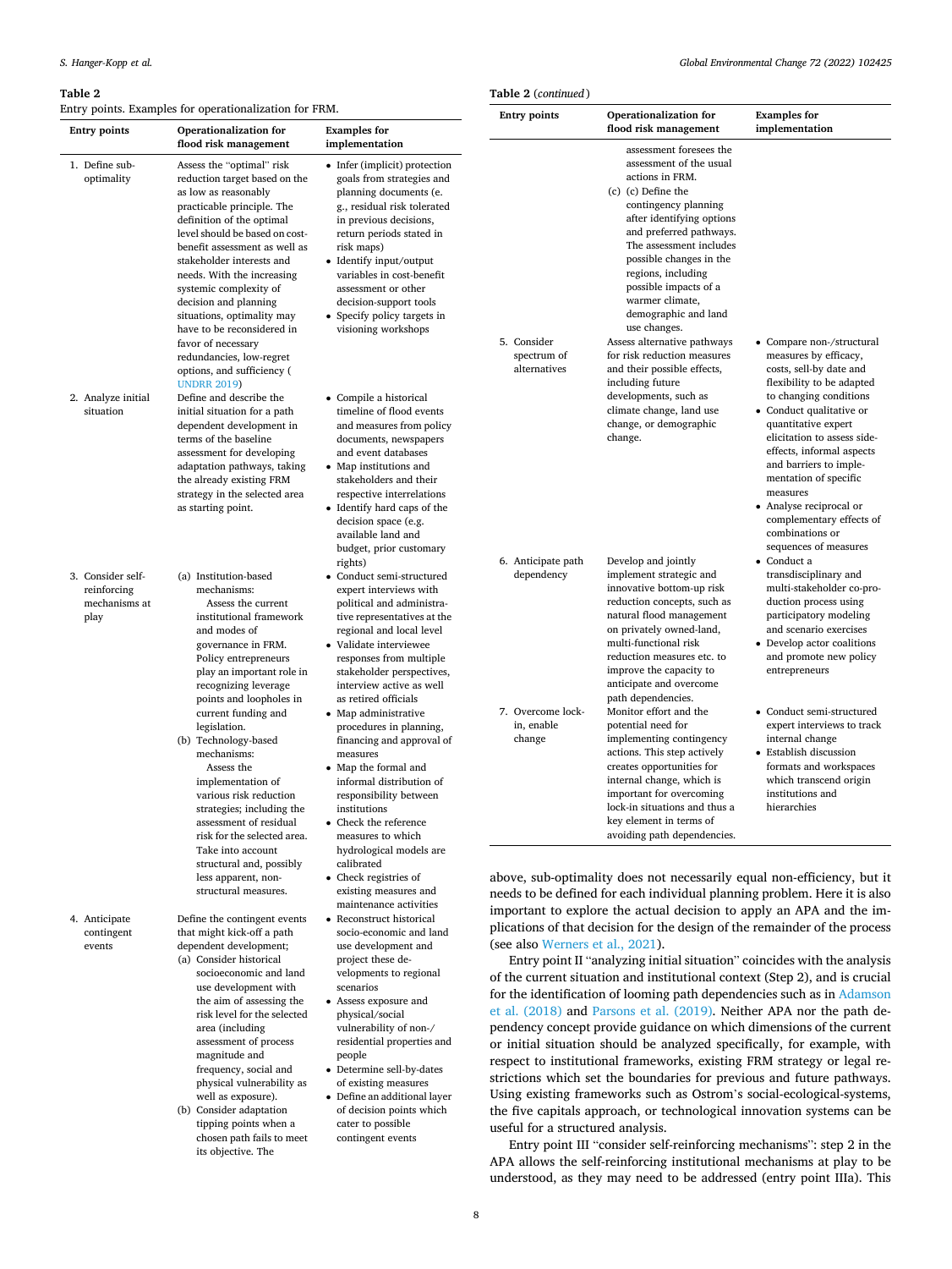**Table 2**
Entry points. Examples for operationalization for FRM.

| Entry points | Operationalization for flood risk management | Examples for implementation |
|---|---|---|
| 1. Define sub-optimality | Assess the "optimal" risk reduction target based on the as low as reasonably practicable principle. The definition of the optimal level should be based on cost-benefit assessment as well as stakeholder interests and needs. With the increasing systemic complexity of decision and planning situations, optimality may have to be reconsidered in favor of necessary redundancies, low-regret options, and sufficiency (UNDRR 2019) | • Infer (implicit) protection goals from strategies and planning documents (e.g., residual risk tolerated in previous decisions, return periods stated in risk maps)<br>• Identify input/output variables in cost-benefit assessment or other decision-support tools<br>• Specify policy targets in visioning workshops |
| 2. Analyze initial situation | Define and describe the initial situation for a path dependent development in terms of the baseline assessment for developing adaptation pathways, taking the already existing FRM strategy in the selected area as starting point. | • Compile a historical timeline of flood events and measures from policy documents, newspapers and event databases<br>• Map institutions and stakeholders and their respective interrelations<br>• Identify hard caps of the decision space (e.g. available land and budget, prior customary rights) |
| 3. Consider self-reinforcing mechanisms at play | (a) Institution-based mechanisms: Assess the current institutional framework and modes of governance in FRM. Policy entrepreneurs play an important role in recognizing leverage points and loopholes in current funding and legislation.<br>(b) Technology-based mechanisms: Assess the implementation of various risk reduction strategies; including the assessment of residual risk for the selected area. Take into account structural and, possibly less apparent, non-structural measures. | • Conduct semi-structured expert interviews with political and administrative representatives at the regional and local level<br>• Validate interviewee responses from multiple stakeholder perspectives, interview active as well as retired officials<br>• Map administrative procedures in planning, financing and approval of measures<br>• Map the formal and informal distribution of responsibility between institutions<br>• Check the reference measures to which hydrological models are calibrated<br>• Check registries of existing measures and maintenance activities |
| 4. Anticipate contingent events | Define the contingent events that might kick-off a path dependent development;<br>(a) Consider historical socioeconomic and land use development with the aim of assessing the risk level for the selected area (including assessment of process magnitude and frequency, social and physical vulnerability as well as exposure).<br>(b) Consider adaptation tipping points when a chosen path fails to meet its objective. The assessment foresees the assessment of the usual actions in FRM.<br>(c) (c) Define the contingency planning after identifying options and preferred pathways. The assessment includes possible changes in the regions, including possible impacts of a warmer climate, demographic and land use changes. | • Reconstruct historical socio-economic and land use development and project these developments to regional scenarios<br>• Assess exposure and physical/social vulnerability of non-/residential properties and people<br>• Determine sell-by-dates of existing measures<br>• Define an additional layer of decision points which cater to possible contingent events |
| 5. Consider spectrum of alternatives | Assess alternative pathways for risk reduction measures and their possible effects, including future developments, such as climate change, land use change, or demographic change. | • Compare non-/structural measures by efficacy, costs, sell-by date and flexibility to be adapted to changing conditions<br>• Conduct qualitative or quantitative expert elicitation to assess side-effects, informal aspects and barriers to implementation of specific measures<br>• Analyse reciprocal or complementary effects of combinations or sequences of measures |
| 6. Anticipate path dependency | Develop and jointly implement strategic and innovative bottom-up risk reduction concepts, such as natural flood management on privately owned-land, multi-functional risk reduction measures etc. to improve the capacity to anticipate and overcome path dependencies. | • Conduct a transdisciplinary and multi-stakeholder co-production process using participatory modeling and scenario exercises<br>• Develop actor coalitions and promote new policy entrepreneurs |
| 7. Overcome lock-in, enable change | Monitor effort and the potential need for implementing contingency actions. This step actively creates opportunities for internal change, which is important for overcoming lock-in situations and thus a key element in terms of avoiding path dependencies. | • Conduct semi-structured expert interviews to track internal change<br>• Establish discussion formats and workspaces which transcend origin institutions and hierarchies |

above, sub-optimality does not necessarily equal non-efficiency, but it needs to be defined for each individual planning problem. Here it is also important to explore the actual decision to apply an APA and the implications of that decision for the design of the remainder of the process (see also Werners et al., 2021).

Entry point II "analyzing initial situation" coincides with the analysis of the current situation and institutional context (Step 2), and is crucial for the identification of looming path dependencies such as in Adamson et al. (2018) and Parsons et al. (2019). Neither APA nor the path dependency concept provide guidance on which dimensions of the current or initial situation should be analyzed specifically, for example, with respect to institutional frameworks, existing FRM strategy or legal restrictions which set the boundaries for previous and future pathways. Using existing frameworks such as Ostrom's social-ecological-systems, the five capitals approach, or technological innovation systems can be useful for a structured analysis.

Entry point III "consider self-reinforcing mechanisms": step 2 in the APA allows the self-reinforcing institutional mechanisms at play to be understood, as they may need to be addressed (entry point IIIa). This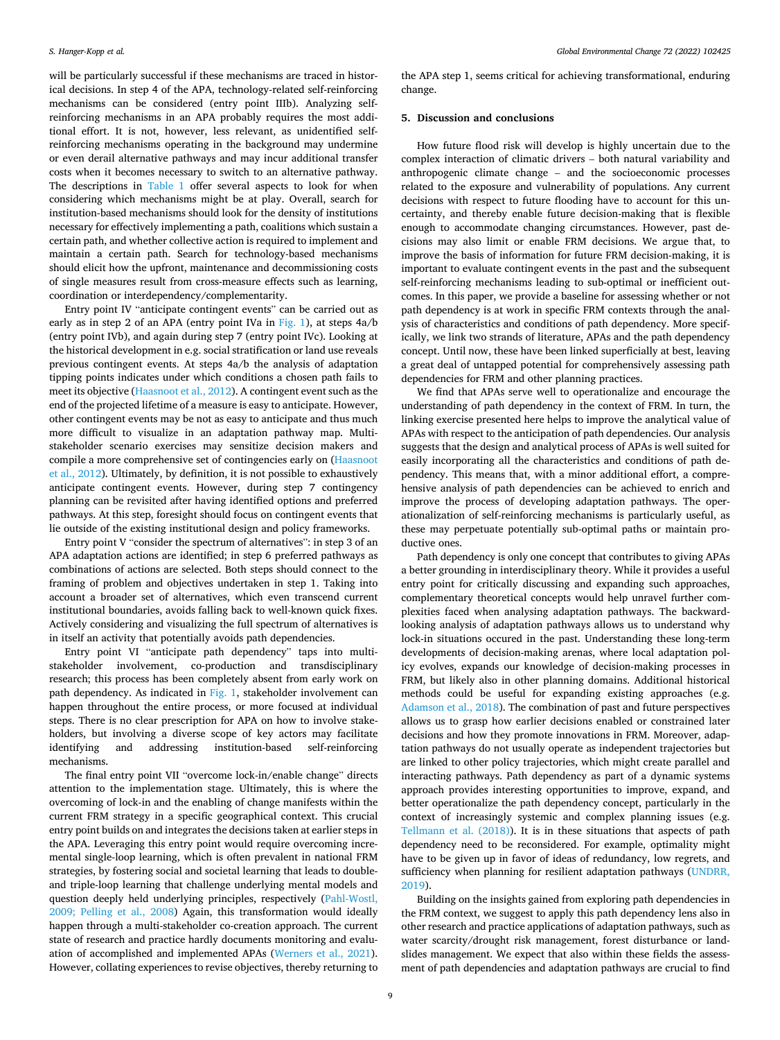will be particularly successful if these mechanisms are traced in historical decisions. In step 4 of the APA, technology-related self-reinforcing mechanisms can be considered (entry point IIIb). Analyzing self-reinforcing mechanisms in an APA probably requires the most additional effort. It is not, however, less relevant, as unidentified self-reinforcing mechanisms operating in the background may undermine or even derail alternative pathways and may incur additional transfer costs when it becomes necessary to switch to an alternative pathway. The descriptions in Table 1 offer several aspects to look for when considering which mechanisms might be at play. Overall, search for institution-based mechanisms should look for the density of institutions necessary for effectively implementing a path, coalitions which sustain a certain path, and whether collective action is required to implement and maintain a certain path. Search for technology-based mechanisms should elicit how the upfront, maintenance and decommissioning costs of single measures result from cross-measure effects such as learning, coordination or interdependency/complementarity.

Entry point IV "anticipate contingent events" can be carried out as early as in step 2 of an APA (entry point IVa in Fig. 1), at steps 4a/b (entry point IVb), and again during step 7 (entry point IVc). Looking at the historical development in e.g. social stratification or land use reveals previous contingent events. At steps 4a/b the analysis of adaptation tipping points indicates under which conditions a chosen path fails to meet its objective (Haasnoot et al., 2012). A contingent event such as the end of the projected lifetime of a measure is easy to anticipate. However, other contingent events may be not as easy to anticipate and thus much more difficult to visualize in an adaptation pathway map. Multi-stakeholder scenario exercises may sensitize decision makers and compile a more comprehensive set of contingencies early on (Haasnoot et al., 2012). Ultimately, by definition, it is not possible to exhaustively anticipate contingent events. However, during step 7 contingency planning can be revisited after having identified options and preferred pathways. At this step, foresight should focus on contingent events that lie outside of the existing institutional design and policy frameworks.

Entry point V "consider the spectrum of alternatives": in step 3 of an APA adaptation actions are identified; in step 6 preferred pathways as combinations of actions are selected. Both steps should connect to the framing of problem and objectives undertaken in step 1. Taking into account a broader set of alternatives, which even transcend current institutional boundaries, avoids falling back to well-known quick fixes. Actively considering and visualizing the full spectrum of alternatives is in itself an activity that potentially avoids path dependencies.

Entry point VI "anticipate path dependency" taps into multi-stakeholder involvement, co-production and transdisciplinary research; this process has been completely absent from early work on path dependency. As indicated in Fig. 1, stakeholder involvement can happen throughout the entire process, or more focused at individual steps. There is no clear prescription for APA on how to involve stakeholders, but involving a diverse scope of key actors may facilitate identifying and addressing institution-based self-reinforcing mechanisms.

The final entry point VII "overcome lock-in/enable change" directs attention to the implementation stage. Ultimately, this is where the overcoming of lock-in and the enabling of change manifests within the current FRM strategy in a specific geographical context. This crucial entry point builds on and integrates the decisions taken at earlier steps in the APA. Leveraging this entry point would require overcoming incremental single-loop learning, which is often prevalent in national FRM strategies, by fostering social and societal learning that leads to double- and triple-loop learning that challenge underlying mental models and question deeply held underlying principles, respectively (Pahl-Wostl, 2009; Pelling et al., 2008) Again, this transformation would ideally happen through a multi-stakeholder co-creation approach. The current state of research and practice hardly documents monitoring and evaluation of accomplished and implemented APAs (Werners et al., 2021). However, collating experiences to revise objectives, thereby returning to the APA step 1, seems critical for achieving transformational, enduring change.

## 5. Discussion and conclusions

How future flood risk will develop is highly uncertain due to the complex interaction of climatic drivers – both natural variability and anthropogenic climate change – and the socioeconomic processes related to the exposure and vulnerability of populations. Any current decisions with respect to future flooding have to account for this uncertainty, and thereby enable future decision-making that is flexible enough to accommodate changing circumstances. However, past decisions may also limit or enable FRM decisions. We argue that, to improve the basis of information for future FRM decision-making, it is important to evaluate contingent events in the past and the subsequent self-reinforcing mechanisms leading to sub-optimal or inefficient outcomes. In this paper, we provide a baseline for assessing whether or not path dependency is at work in specific FRM contexts through the analysis of characteristics and conditions of path dependency. More specifically, we link two strands of literature, APAs and the path dependency concept. Until now, these have been linked superficially at best, leaving a great deal of untapped potential for comprehensively assessing path dependencies for FRM and other planning practices.

We find that APAs serve well to operationalize and encourage the understanding of path dependency in the context of FRM. In turn, the linking exercise presented here helps to improve the analytical value of APAs with respect to the anticipation of path dependencies. Our analysis suggests that the design and analytical process of APAs is well suited for easily incorporating all the characteristics and conditions of path dependency. This means that, with a minor additional effort, a comprehensive analysis of path dependencies can be achieved to enrich and improve the process of developing adaptation pathways. The operationalization of self-reinforcing mechanisms is particularly useful, as these may perpetuate potentially sub-optimal paths or maintain productive ones.

Path dependency is only one concept that contributes to giving APAs a better grounding in interdisciplinary theory. While it provides a useful entry point for critically discussing and expanding such approaches, complementary theoretical concepts would help unravel further complexities faced when analysing adaptation pathways. The backward-looking analysis of adaptation pathways allows us to understand why lock-in situations occured in the past. Understanding these long-term developments of decision-making arenas, where local adaptation policy evolves, expands our knowledge of decision-making processes in FRM, but likely also in other planning domains. Additional historical methods could be useful for expanding existing approaches (e.g. Adamson et al., 2018). The combination of past and future perspectives allows us to grasp how earlier decisions enabled or constrained later decisions and how they promote innovations in FRM. Moreover, adaptation pathways do not usually operate as independent trajectories but are linked to other policy trajectories, which might create parallel and interacting pathways. Path dependency as part of a dynamic systems approach provides interesting opportunities to improve, expand, and better operationalize the path dependency concept, particularly in the context of increasingly systemic and complex planning issues (e.g. Tellmann et al. (2018)). It is in these situations that aspects of path dependency need to be reconsidered. For example, optimality might have to be given up in favor of ideas of redundancy, low regrets, and sufficiency when planning for resilient adaptation pathways (UNDRR, 2019).

Building on the insights gained from exploring path dependencies in the FRM context, we suggest to apply this path dependency lens also in other research and practice applications of adaptation pathways, such as water scarcity/drought risk management, forest disturbance or landslides management. We expect that also within these fields the assessment of path dependencies and adaptation pathways are crucial to find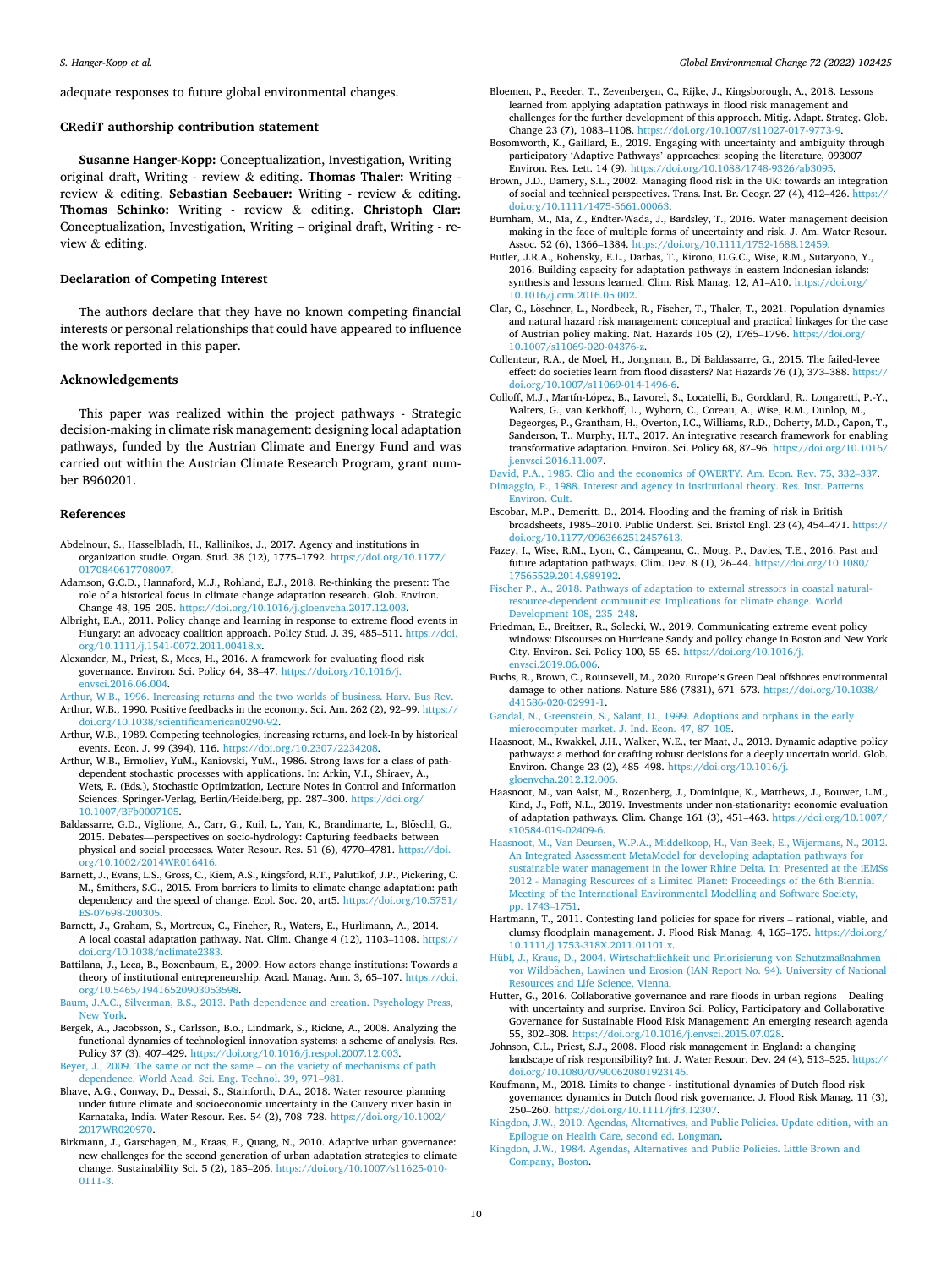adequate responses to future global environmental changes.

## CRediT authorship contribution statement

**Susanne Hanger-Kopp:** Conceptualization, Investigation, Writing – original draft, Writing - review & editing. **Thomas Thaler:** Writing - review & editing. **Sebastian Seebauer:** Writing - review & editing. **Thomas Schinko:** Writing - review & editing. **Christoph Clar:** Conceptualization, Investigation, Writing – original draft, Writing - review & editing.

## Declaration of Competing Interest

The authors declare that they have no known competing financial interests or personal relationships that could have appeared to influence the work reported in this paper.

## Acknowledgements

This paper was realized within the project pathways - Strategic decision-making in climate risk management: designing local adaptation pathways, funded by the Austrian Climate and Energy Fund and was carried out within the Austrian Climate Research Program, grant number B960201.

## References

Abdelnour, S., Hasselbladh, H., Kallinikos, J., 2017. Agency and institutions in organization studie. Organ. Stud. 38 (12), 1775–1792. https://doi.org/10.1177/0170840617708007.

Adamson, G.C.D., Hannaford, M.J., Rohland, E.J., 2018. Re-thinking the present: The role of a historical focus in climate change adaptation research. Glob. Environ. Change 48, 195–205. https://doi.org/10.1016/j.gloenvcha.2017.12.003.

Albright, E.A., 2011. Policy change and learning in response to extreme flood events in Hungary: an advocacy coalition approach. Policy Stud. J. 39, 485–511. https://doi.org/10.1111/j.1541-0072.2011.00418.x.

Alexander, M., Priest, S., Mees, H., 2016. A framework for evaluating flood risk governance. Environ. Sci. Policy 64, 38–47. https://doi.org/10.1016/j.envsci.2016.06.004.

Arthur, W.B., 1996. Increasing returns and the two worlds of business. Harv. Bus Rev.

Arthur, W.B., 1990. Positive feedbacks in the economy. Sci. Am. 262 (2), 92–99. https://doi.org/10.1038/scientificamerican0290-92.

Arthur, W.B., 1989. Competing technologies, increasing returns, and lock-In by historical events. Econ. J. 99 (394), 116. https://doi.org/10.2307/2234208.

Arthur, W.B., Ermoliev, YuM., Kaniovski, YuM., 1986. Strong laws for a class of path-dependent stochastic processes with applications. In: Arkin, V.I., Shiraev, A., Wets, R. (Eds.), Stochastic Optimization, Lecture Notes in Control and Information Sciences. Springer-Verlag, Berlin/Heidelberg, pp. 287–300. https://doi.org/10.1007/BFb0007105.

Baldassarre, G.D., Viglione, A., Carr, G., Kuil, L., Yan, K., Brandimarte, L., Blöschl, G., 2015. Debates—perspectives on socio-hydrology: Capturing feedbacks between physical and social processes. Water Resour. Res. 51 (6), 4770–4781. https://doi.org/10.1002/2014WR016416.

Barnett, J., Evans, L.S., Gross, C., Kiem, A.S., Kingsford, R.T., Palutikof, J.P., Pickering, C.M., Smithers, S.G., 2015. From barriers to limits to climate change adaptation: path dependency and the speed of change. Ecol. Soc. 20, art5. https://doi.org/10.5751/ES-07698-200305.

Barnett, J., Graham, S., Mortreux, C., Fincher, R., Waters, E., Hurlimann, A., 2014. A local coastal adaptation pathway. Nat. Clim. Change 4 (12), 1103–1108. https://doi.org/10.1038/nclimate2383.

Battilana, J., Leca, B., Boxenbaum, E., 2009. How actors change institutions: Towards a theory of institutional entrepreneurship. Acad. Manag. Ann. 3, 65–107. https://doi.org/10.5465/19416520903053598.

Baum, J.A.C., Silverman, B.S., 2013. Path dependence and creation. Psychology Press, New York.

Bergek, A., Jacobsson, S., Carlsson, B.o., Lindmark, S., Rickne, A., 2008. Analyzing the functional dynamics of technological innovation systems: a scheme of analysis. Res. Policy 37 (3), 407–429. https://doi.org/10.1016/j.respol.2007.12.003.

Beyer, J., 2009. The same or not the same – on the variety of mechanisms of path dependence. World Acad. Sci. Eng. Technol. 39, 971–981.

Bhave, A.G., Conway, D., Dessai, S., Stainforth, D.A., 2018. Water resource planning under future climate and socioeconomic uncertainty in the Cauvery river basin in Karnataka, India. Water Resour. Res. 54 (2), 708–728. https://doi.org/10.1002/2017WR020970.

Birkmann, J., Garschagen, M., Kraas, F., Quang, N., 2010. Adaptive urban governance: new challenges for the second generation of urban adaptation strategies to climate change. Sustainability Sci. 5 (2), 185–206. https://doi.org/10.1007/s11625-010-0111-3.

Bloemen, P., Reeder, T., Zevenbergen, C., Rijke, J., Kingsborough, A., 2018. Lessons learned from applying adaptation pathways in flood risk management and challenges for the further development of this approach. Mitig. Adapt. Strateg. Glob. Change 23 (7), 1083–1108. https://doi.org/10.1007/s11027-017-9773-9.

Bosomworth, K., Gaillard, E., 2019. Engaging with uncertainty and ambiguity through participatory 'Adaptive Pathways' approaches: scoping the literature, 093007 Environ. Res. Lett. 14 (9). https://doi.org/10.1088/1748-9326/ab3095.

Brown, J.D., Damery, S.L., 2002. Managing flood risk in the UK: towards an integration of social and technical perspectives. Trans. Inst. Br. Geogr. 27 (4), 412–426. https://doi.org/10.1111/1475-5661.00063.

Burnham, M., Ma, Z., Endter-Wada, J., Bardsley, T., 2016. Water management decision making in the face of multiple forms of uncertainty and risk. J. Am. Water Resour. Assoc. 52 (6), 1366–1384. https://doi.org/10.1111/1752-1688.12459.

Butler, J.R.A., Bohensky, E.L., Darbas, T., Kirono, D.G.C., Wise, R.M., Sutaryono, Y., 2016. Building capacity for adaptation pathways in eastern Indonesian islands: synthesis and lessons learned. Clim. Risk Manag. 12, A1–A10. https://doi.org/10.1016/j.crm.2016.05.002.

Clar, C., Löschner, L., Nordbeck, R., Fischer, T., Thaler, T., 2021. Population dynamics and natural hazard risk management: conceptual and practical linkages for the case of Austrian policy making. Nat. Hazards 105 (2), 1765–1796. https://doi.org/10.1007/s11069-020-04376-z.

Collenteur, R.A., de Moel, H., Jongman, B., Di Baldassarre, G., 2015. The failed-levee effect: do societies learn from flood disasters? Nat Hazards 76 (1), 373–388. https://doi.org/10.1007/s11069-014-1496-6.

Colloff, M.J., Martín-López, B., Lavorel, S., Locatelli, B., Gorddard, R., Longaretti, P.-Y., Walters, G., van Kerkhoff, L., Wyborn, C., Coreau, A., Wise, R.M., Dunlop, M., Degeorges, P., Grantham, H., Overton, I.C., Williams, R.D., Doherty, M.D., Capon, T., Sanderson, T., Murphy, H.T., 2017. An integrative research framework for enabling transformative adaptation. Environ. Sci. Policy 68, 87–96. https://doi.org/10.1016/j.envsci.2016.11.007.

David, P.A., 1985. Clio and the economics of QWERTY. Am. Econ. Rev. 75, 332–337.

Dimaggio, P., 1988. Interest and agency in institutional theory. Res. Inst. Patterns Environ. Cult.

Escobar, M.P., Demeritt, D., 2014. Flooding and the framing of risk in British broadsheets, 1985–2010. Public Underst. Sci. Bristol Engl. 23 (4), 454–471. https://doi.org/10.1177/0963662512457613.

Fazey, I., Wise, R.M., Lyon, C., Câmpeanu, C., Moug, P., Davies, T.E., 2016. Past and future adaptation pathways. Clim. Dev. 8 (1), 26–44. https://doi.org/10.1080/17565529.2014.989192.

Fischer P., A., 2018. Pathways of adaptation to external stressors in coastal natural-resource-dependent communities: Implications for climate change. World Development 108, 235–248.

Friedman, E., Breitzer, R., Solecki, W., 2019. Communicating extreme event policy windows: Discourses on Hurricane Sandy and policy change in Boston and New York City. Environ. Sci. Policy 100, 55–65. https://doi.org/10.1016/j.envsci.2019.06.006.

Fuchs, R., Brown, C., Rounsevell, M., 2020. Europe's Green Deal offshores environmental damage to other nations. Nature 586 (7831), 671–673. https://doi.org/10.1038/d41586-020-02991-1.

Gandal, N., Greenstein, S., Salant, D., 1999. Adoptions and orphans in the early microcomputer market. J. Ind. Econ. 47, 87–105.

Haasnoot, M., Kwakkel, J.H., Walker, W.E., ter Maat, J., 2013. Dynamic adaptive policy pathways: a method for crafting robust decisions for a deeply uncertain world. Glob. Environ. Change 23 (2), 485–498. https://doi.org/10.1016/j.gloenvcha.2012.12.006.

Haasnoot, M., van Aalst, M., Rozenberg, J., Dominique, K., Matthews, J., Bouwer, L.M., Kind, J., Poff, N.L., 2019. Investments under non-stationarity: economic evaluation of adaptation pathways. Clim. Change 161 (3), 451–463. https://doi.org/10.1007/s10584-019-02409-6.

Haasnoot, M., Van Deursen, W.P.A., Middelkoop, H., Van Beek, E., Wijermans, N., 2012. An Integrated Assessment MetaModel for developing adaptation pathways for sustainable water management in the lower Rhine Delta. In: Presented at the iEMSs 2012 - Managing Resources of a Limited Planet: Proceedings of the 6th Biennial Meeting of the International Environmental Modelling and Software Society, pp. 1743–1751.

Hartmann, T., 2011. Contesting land policies for space for rivers – rational, viable, and clumsy floodplain management. J. Flood Risk Manag. 4, 165–175. https://doi.org/10.1111/j.1753-318X.2011.01101.x.

Hübl, J., Kraus, D., 2004. Wirtschaftlichkeit und Priorisierung von Schutzmaßnahmen vor Wildbächen, Lawinen und Erosion (IAN Report No. 94). University of National Resources and Life Science, Vienna.

Hutter, G., 2016. Collaborative governance and rare floods in urban regions – Dealing with uncertainty and surprise. Environ Sci. Policy, Participatory and Collaborative Governance for Sustainable Flood Risk Management: An emerging research agenda 55, 302–308. https://doi.org/10.1016/j.envsci.2015.07.028.

Johnson, C.L., Priest, S.J., 2008. Flood risk management in England: a changing landscape of risk responsibility? Int. J. Water Resour. Dev. 24 (4), 513–525. https://doi.org/10.1080/07900620801923146.

Kaufmann, M., 2018. Limits to change - institutional dynamics of Dutch flood risk governance: dynamics in Dutch flood risk governance. J. Flood Risk Manag. 11 (3), 250–260. https://doi.org/10.1111/jfr3.12307.

Kingdon, J.W., 2010. Agendas, Alternatives, and Public Policies. Update edition, with an Epilogue on Health Care, second ed. Longman.

Kingdon, J.W., 1984. Agendas, Alternatives and Public Policies. Little Brown and Company, Boston.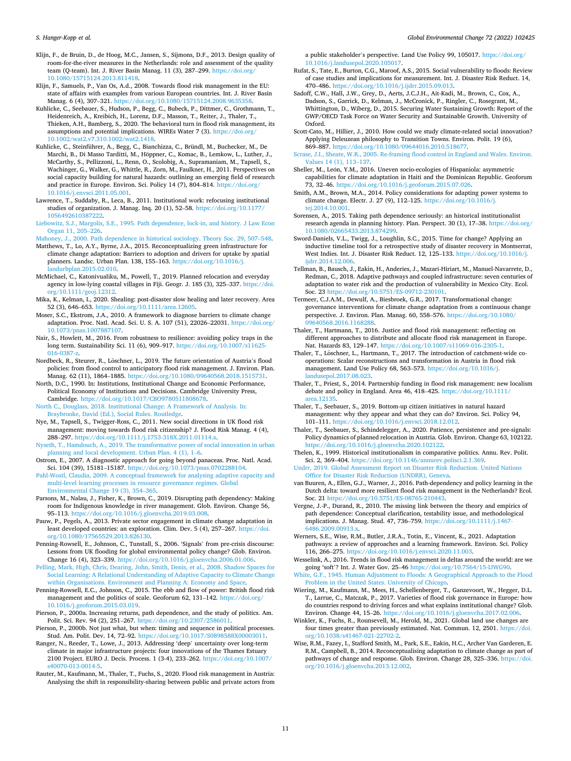Klijn, F., de Bruin, D., de Hoog, M.C., Jansen, S., Sijmons, D.F., 2013. Design quality of room-for-the-river measures in the Netherlands: role and assessment of the quality team (Q-team). Int. J. River Basin Manag. 11 (3), 287–299. https://doi.org/10.1080/15715124.2013.811418.

Klijn, F., Samuels, P., Van Os, A.d., 2008. Towards flood risk management in the EU: state of affairs with examples from various European countries. Int. J. River Basin Manag. 6 (4), 307–321. https://doi.org/10.1080/15715124.2008.9635358.

Kuhlicke, C., Seebauer, S., Hudson, P., Begg, C., Bubeck, P., Dittmer, C., Grothmann, T., Heidenreich, A., Kreibich, H., Lorenz, D.F., Masson, T., Reiter, J., Thaler, T., Thieken, A.H., Bamberg, S., 2020. The behavioral turn in flood risk management, its assumptions and potential implications. WIREs Water 7 (3). https://doi.org/10.1002/wat2.v7.310.1002/wat2.1418.

Kuhlicke, C., Steinführer, A., Begg, C., Bianchizza, C., Bründl, M., Buchecker, M., De Marchi, B., Di Masso Tarditti, M., Höppner, C., Komac, B., Lemkow, L., Luther, J., McCarthy, S., Pellizzoni, L., Renn, O., Scolobig, A., Supramaniam, M., Tapsell, S., Wachinger, G., Walker, G., Whittle, R., Zorn, M., Faulkner, H., 2011. Perspectives on social capacity building for natural hazards: outlining an emerging field of research and practice in Europe. Environ. Sci. Policy 14 (7), 804–814. https://doi.org/10.1016/j.envsci.2011.05.001.

Lawrence, T., Suddaby, R., Leca, B., 2011. Institutional work: refocusing institutional studies of organization. J. Manag. Inq. 20 (1), 52–58. https://doi.org/10.1177/1056492610387222.

Liebowitz, S.J., Margolis, S.E., 1995. Path dependence, lock-in, and history. J Law Econ Organ 11, 205–226.

Mahoney, J., 2000. Path dependence in historical sociology. Theory Soc. 29, 507–548.

Matthews, T., Lo, A.Y., Byrne, J.A., 2015. Reconceptualizing green infrastructure for climate change adaptation: Barriers to adoption and drivers for uptake by spatial planners. Landsc. Urban Plan. 138, 155–163. https://doi.org/10.1016/j.landurbplan.2015.02.010.

McMichael, C., Katonivualiku, M., Powell, T., 2019. Planned relocation and everyday agency in low-lying coastal villages in Fiji. Geogr. J. 185 (3), 325–337. https://doi.org/10.1111/geoj.12312.

Mika, K., Kelman, I., 2020. Shealing: post-disaster slow healing and later recovery. Area 52 (3), 646–653. https://doi.org/10.1111/area.12605.

Moser, S.C., Ekstrom, J.A., 2010. A framework to diagnose barriers to climate change adaptation. Proc. Natl. Acad. Sci. U. S. A. 107 (51), 22026–22031. https://doi.org/10.1073/pnas.1007887107.

Nair, S., Howlett, M., 2016. From robustness to resilience: avoiding policy traps in the long term. Sustainability Sci. 11 (6), 909–917. https://doi.org/10.1007/s11625-016-0387-z.

Nordbeck, R., Steurer, R., Löschner, L., 2019. The future orientation of Austria's flood policies: from flood control to anticipatory flood risk management. J. Environ. Plan. Manag. 62 (11), 1864–1885. https://doi.org/10.1080/09640568.2018.1515731.

North, D.C., 1990. In: Institutions, Institutional Change and Economic Performance, Political Economy of Institutions and Decisions. Cambridge University Press, Cambridge. https://doi.org/10.1017/CBO9780511808678.

North C., Douglass, 2018. Institutional Change: A Framework of Analysis. In: Braybrooke, David (Ed.), Social Rules. Routledge.

Nye, M., Tapsell, S., Twigger-Ross, C., 2011. New social directions in UK flood risk management: moving towards flood risk citizenship? J. Flood Risk Manag. 4 (4), 288–297. https://doi.org/10.1111/j.1753-318X.2011.01114.x.

Nyseth, T., Hamdouch, A., 2019. The transformative power of social innovation in urban planning and local development. Urban Plan. 4 (1), 1–6.

Ostrom, E., 2007. A diagnostic approach for going beyond panaceas. Proc. Natl. Acad. Sci. 104 (39), 15181–15187. https://doi.org/10.1073/pnas.0702288104.

Pahl-Wostl, Claudia, 2009. A conceptual framework for analysing adaptive capacity and multi-level learning processes in resource governance regimes. Global Environmental Change 19 (3), 354–365.

Parsons, M., Nalau, J., Fisher, K., Brown, C., 2019. Disrupting path dependency: Making room for Indigenous knowledge in river management. Glob. Environ. Change 56, 95–113. https://doi.org/10.1016/j.gloenvcha.2019.03.008.

Pauw, P., Pegels, A., 2013. Private sector engagement in climate change adaptation in least developed countries: an exploration. Clim. Dev. 5 (4), 257–267. https://doi.org/10.1080/17565529.2013.826130.

Penning-Rowsell, E., Johnson, C., Tunstall, S., 2006. 'Signals' from pre-crisis discourse: Lessons from UK flooding for global environmental policy change? Glob. Environ. Change 16 (4), 323–339. https://doi.org/10.1016/j.gloenvcha.2006.01.006.

Pelling, Mark, High, Chris, Dearing, John, Smith, Denis, et al., 2008. Shadow Spaces for Social Learning: A Relational Understanding of Adaptive Capacity to Climate Change within Organisations. Environment and Planning A: Economy and Space.

Penning-Rowsell, E.C., Johnson, C., 2015. The ebb and flow of power: British flood risk management and the politics of scale. Geoforum 62, 131–142. https://doi.org/10.1016/j.geoforum.2015.03.019.

Pierson, P., 2000a. Increasing returns, path dependence, and the study of politics. Am. Polit. Sci. Rev. 94 (2), 251–267. https://doi.org/10.2307/2586011.

Pierson, P., 2000b. Not just what, but when: timing and sequence in political processes. Stud. Am. Polit. Dev. 14, 72–92. https://doi.org/10.1017/S0898588X00003011.

Ranger, N., Reeder, T., Lowe, J., 2013. Addressing 'deep' uncertainty over long-term climate in major infrastructure projects: four innovations of the Thames Estuary 2100 Project. EURO J. Decis. Process. 1 (3-4), 233–262. https://doi.org/10.1007/s40070-013-0014-5.

Rauter, M., Kaufmann, M., Thaler, T., Fuchs, S., 2020. Flood risk management in Austria: Analysing the shift in responsibility-sharing between public and private actors from a public stakeholder's perspective. Land Use Policy 99, 105017. https://doi.org/10.1016/j.landusepol.2020.105017.

Rufat, S., Tate, E., Burton, C.G., Maroof, A.S., 2015. Social vulnerability to floods: Review of case studies and implications for measurement. Int. J. Disaster Risk Reduct. 14, 470–486. https://doi.org/10.1016/j.ijdrr.2015.09.013.

Sadoff, C.W., Hall, J.W., Grey, D., Aerts, J.C.J.H., Ait-Kadi, M., Brown, C., Cox, A., Dadson, S., Garrick, D., Kelman, J., McCronick, P., Ringler, C., Rosegrant, M., Whittington, D., Wiberg, D., 2015. Securing Water Sustaining Growth: Report of the GWP/OECD Task Force on Water Security and Sustainable Growth. University of Oxford.

Scott-Cato, M., Hillier, J., 2010. How could we study climate-related social innovation? Applying Deleuzean philosophy to Transition Towns. Environ. Polit. 19 (6), 869–887. https://doi.org/10.1080/09644016.2010.518677.

Scrase, J.I., Sheate, W.R., 2005. Re-framing flood control in England and Wales. Environ. Values 14 (1), 113–137.

Sheller, M., León, Y.M., 2016. Uneven socio-ecologies of Hispaniola: asymmetric capabilities for climate adaptation in Haiti and the Dominican Republic. Geoforum 73, 32–46. https://doi.org/10.1016/j.geoforum.2015.07.026.

Smith, A.M., Brown, M.A., 2014. Policy considerations for adapting power systems to climate change. Electr. J. 27 (9), 112–125. https://doi.org/10.1016/j.tej.2014.10.001.

Sorensen, A., 2015. Taking path dependence seriously: an historical institutionalist research agenda in planning history. Plan. Perspect. 30 (1), 17–38. https://doi.org/10.1080/02665433.2013.874299.

Sword-Daniels, V.L., Twigg, J., Loughlin, S.C., 2015. Time for change? Applying an inductive timeline tool for a retrospective study of disaster recovery in Montserrat, West Indies. Int. J. Disaster Risk Reduct. 12, 125–133. https://doi.org/10.1016/j.ijdrr.2014.12.006.

Tellman, B., Bausch, J., Eakin, H., Anderies, J., Mazari-Hiriart, M., Manuel-Navarrete, D., Redman, C., 2018. Adaptive pathways and coupled infrastructure: seven centuries of adaptation to water risk and the production of vulnerability in Mexico City. Ecol. Soc. 23 https://doi.org/10.5751/ES-09712-230101.

Termeer, C.J.A.M., Dewulf, A., Biesbroek, G.R., 2017. Transformational change: governance interventions for climate change adaptation from a continuous change perspective. J. Environ. Plan. Manag. 60, 558–576. https://doi.org/10.1080/09640568.2016.1168288.

Thaler, T., Hartmann, T., 2016. Justice and flood risk management: reflecting on different approaches to distribute and allocate flood risk management in Europe. Nat. Hazards 83, 129–147. https://doi.org/10.1007/s11069-016-2305-1.

Thaler, T., Löschner, L., Hartmann, T., 2017. The introduction of catchment-wide co-operations: Scalar reconstructions and transformation in Austria in flood risk management. Land Use Policy 68, 563–573. https://doi.org/10.1016/j.landusepol.2017.08.023.

Thaler, T., Priest, S., 2014. Partnership funding in flood risk management: new localism debate and policy in England. Area 46, 418–425. https://doi.org/10.1111/area.12135.

Thaler, T., Seebauer, S., 2019. Bottom-up citizen initiatives in natural hazard management: why they appear and what they can do? Environ. Sci. Policy 94, 101–111. https://doi.org/10.1016/j.envsci.2018.12.012.

Thaler, T., Seebauer, S., Schindelegger, A., 2020. Patience, persistence and pre-signals: Policy dynamics of planned relocation in Austria. Glob. Environ. Change 63, 102122. https://doi.org/10.1016/j.gloenvcha.2020.102122.

Thelen, K., 1999. Historical institutionalism in comparative politics. Annu. Rev. Polit. Sci. 2, 369–404. https://doi.org/10.1146/annurev.polisci.2.1.369.

Undrr, 2019. Global Assessment Report on Disaster Risk Reduction. United Nations Office for Disaster Risk Reduction (UNDRR), Geneva.

van Buuren, A., Ellen, G.J., Warner, J., 2016. Path-dependency and policy learning in the Dutch delta: toward more resilient flood risk management in the Netherlands? Ecol. Soc. 21 https://doi.org/10.5751/ES-08765-210443.

Vergne, J.-P., Durand, R., 2010. The missing link between the theory and empirics of path dependence: Conceptual clarification, testability issue, and methodological implications. J. Manag. Stud. 47, 736–759. https://doi.org/10.1111/j.1467-6486.2009.00913.x.

Werners, S.E., Wise, R.M., Butler, J.R.A., Totin, E., Vincent, K., 2021. Adaptation pathways: a review of approaches and a learning framework. Environ. Sci. Policy 116, 266–275. https://doi.org/10.1016/j.envsci.2020.11.003.

Wesselink, A., 2016. Trends in flood risk management in deltas around the world: are we going 'soft'? Int. J. Water Gov. 25–46 https://doi.org/10.7564/15-IJWG90.

White, G.F., 1945. Human Adjustment to Floods: A Geographical Approach to the Flood Problem in the United States. University of Chicago.

Wiering, M., Kaufmann, M., Mees, H., Schellenberger, T., Ganzevoort, W., Hegger, D.L.T., Larrue, C., Matczak, P., 2017. Varieties of flood risk governance in Europe: how do countries respond to driving forces and what explains institutional change? Glob. Environ. Change 44, 15–26. https://doi.org/10.1016/j.gloenvcha.2017.02.006.

Winkler, K., Fuchs, R., Rounsevell, M., Herold, M., 2021. Global land use changes are four times greater than previously estimated. Nat. Commun. 12, 2501. https://doi.org/10.1038/s41467-021-22702-2.

Wise, R.M., Fazey, I., Stafford Smith, M., Park, S.E., Eakin, H.C., Archer Van Garderen, E.R.M., Campbell, B., 2014. Reconceptualising adaptation to climate change as part of pathways of change and response. Glob. Environ. Change 28, 325–336. https://doi.org/10.1016/j.gloenvcha.2013.12.002.